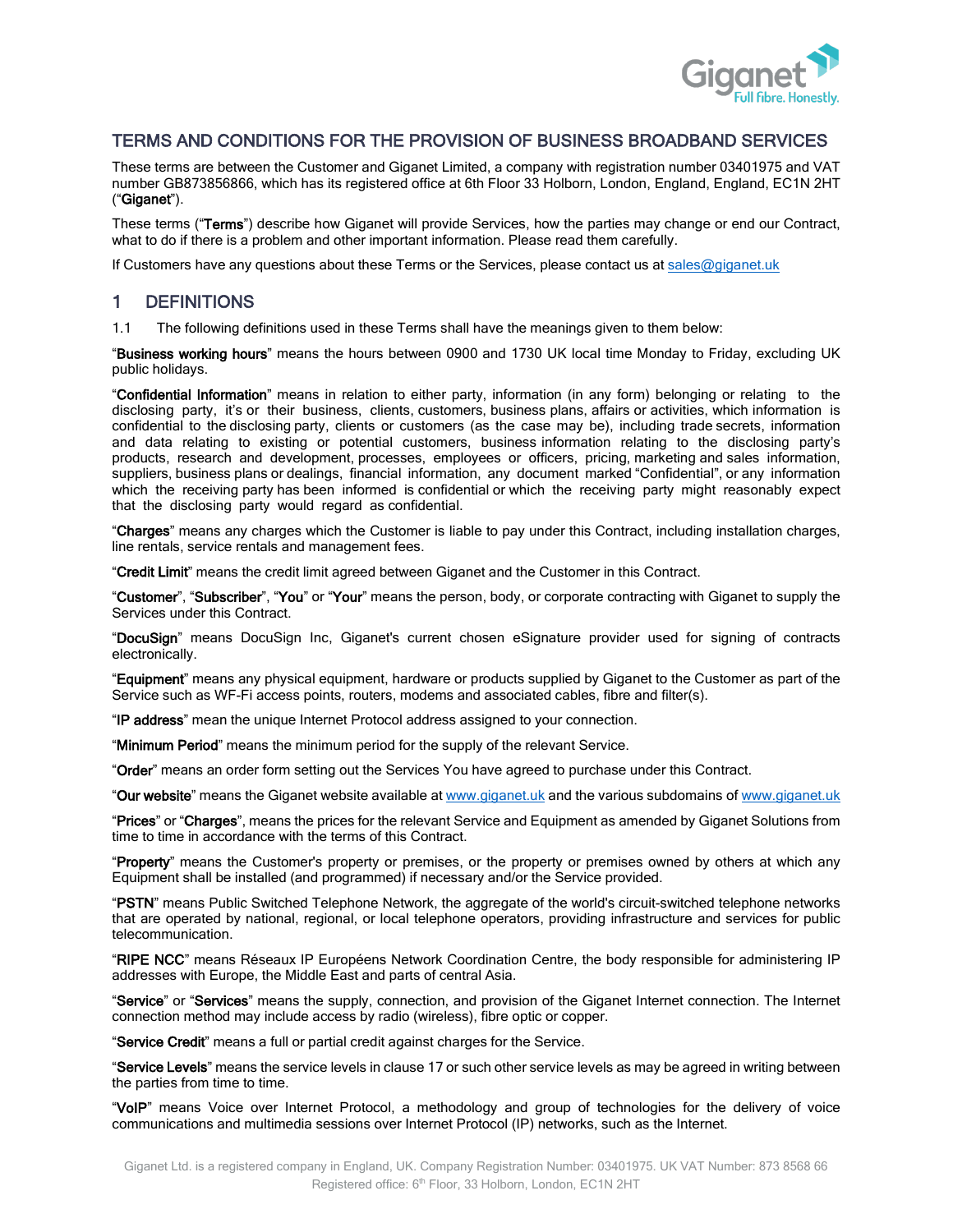## TERMS AND CONDITIONS FOR THE PROVISION OF BUSINESS BROADBAND SERVICES

These terms are between the Customer and Giganet Limited, a company with registration number 03401975 and VAT number GB873856866, which has its registered office at 6th Floor 33 Holborn, London, England, England, EC1N 2HT ("**Giganet**").

These terms ("**Terms**") describe how Giganet will provide Services, how the parties may change or end our Contract, what to do if there is a problem and other important information. Please read them carefully.

If Customers have any questions about these Terms or the Services, please contact us at sales@giganet.uk

# 1 DEFINITIONS

1.1 The following definitions used in these Terms shall have the meanings given to them below:

"**Business working hours**" means the hours between 0900 and 1730 UK local time Monday to Friday, excluding UK public holidays.

"**Confidential Information**" means in relation to either party, information (in any form) belonging or relating to the disclosing party, it's or their business, clients, customers, business plans, affairs or activities, which information is confidential to the disclosing party, clients or customers (as the case may be), including trade secrets, information and data relating to existing or potential customers, business information relating to the disclosing party's products, research and development, processes, employees or officers, pricing, marketing and sales information, suppliers, business plans or dealings, financial information, any document marked "Confidential", or any information which the receiving party has been informed is confidential or which the receiving party might reasonably expect that the disclosing party would regard as confidential.

"**Charges**" means any charges which the Customer is liable to pay under this Contract, including installation charges, line rentals, service rentals and management fees.

"**Credit Limit**" means the credit limit agreed between Giganet and the Customer in this Contract.

"**Customer**", "**Subscriber**", "**You**" or "**Your**" means the person, body, or corporate contracting with Giganet to supply the Services under this Contract.

"**DocuSign**" means DocuSign Inc, Giganet's current chosen eSignature provider used for signing of contracts electronically.

"**Equipment**" means any physical equipment, hardware or products supplied by Giganet to the Customer as part of the Service such as WF-Fi access points, routers, modems and associated cables, fibre and filter(s).

"**IP address**" mean the unique Internet Protocol address assigned to your connection.

"**Minimum Period**" means the minimum period for the supply of the relevant Service.

"**Order**" means an order form setting out the Services You have agreed to purchase under this Contract.

"**Our website**" means the Giganet website available at www.giganet.uk and the various subdomains of www.giganet.uk

"**Prices**" or "**Charges**", means the prices for the relevant Service and Equipment as amended by Giganet Solutions from time to time in accordance with the terms of this Contract.

"**Property**" means the Customer's property or premises, or the property or premises owned by others at which any Equipment shall be installed (and programmed) if necessary and/or the Service provided.

"**PSTN**" means Public Switched Telephone Network, the aggregate of the world's circuit-switched telephone networks that are operated by national, regional, or local telephone operators, providing infrastructure and services for public telecommunication.

"**RIPE NCC**" means Réseaux IP Européens Network Coordination Centre, the body responsible for administering IP addresses with Europe, the Middle East and parts of central Asia.

"**Service**" or "**Services**" means the supply, connection, and provision of the Giganet Internet connection. The Internet connection method may include access by radio (wireless), fibre optic or copper.

"**Service Credit**" means a full or partial credit against charges for the Service.

"**Service Levels**" means the service levels in clause 17 or such other service levels as may be agreed in writing between the parties from time to time.

"**VoIP**" means Voice over Internet Protocol, a methodology and group of technologies for the delivery of voice communications and multimedia sessions over Internet Protocol (IP) networks, such as the Internet.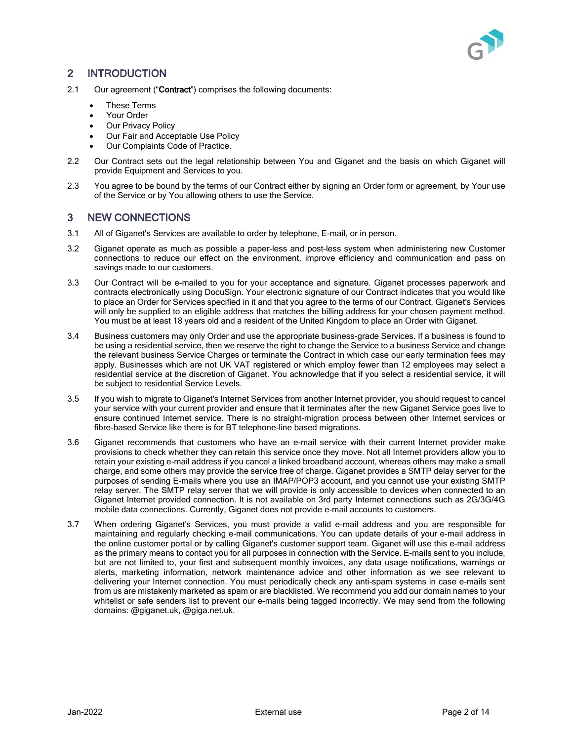## 2 INTRODUCTION

2.1 Our agreement ("**Contract**") comprises the following documents:

- These Terms
- Your Order
- Our Privacy Policy
- Our Fair and Acceptable Use Policy
- Our Complaints Code of Practice.

2.2 Our Contract sets out the legal relationship between You and Giganet and the basis on which Giganet will provide Equipment and Services to you.

2.3 You agree to be bound by the terms of our Contract either by signing an Order form or agreement, by Your use of the Service or by You allowing others to use the Service.

## 3 NEW CONNECTIONS

3.1 All of Giganet's Services are available to order by telephone, E-mail, or in person.

3.2 Giganet operate as much as possible a paper-less and post-less system when administering new Customer connections to reduce our effect on the environment, improve efficiency and communication and pass on savings made to our customers.

3.3 Our Contract will be e-mailed to you for your acceptance and signature. Giganet processes paperwork and contracts electronically using DocuSign. Your electronic signature of our Contract indicates that you would like to place an Order for Services specified in it and that you agree to the terms of our Contract. Giganet's Services will only be supplied to an eligible address that matches the billing address for your chosen payment method. You must be at least 18 years old and a resident of the United Kingdom to place an Order with Giganet.

3.4 Business customers may only Order and use the appropriate business-grade Services. If a business is found to be using a residential service, then we reserve the right to change the Service to a business Service and change the relevant business Service Charges or terminate the Contract in which case our early termination fees may apply. Businesses which are not UK VAT registered or which employ fewer than 12 employees may select a residential service at the discretion of Giganet. You acknowledge that if you select a residential service, it will be subject to residential Service Levels.

3.5 If you wish to migrate to Giganet's Internet Services from another Internet provider, you should request to cancel your service with your current provider and ensure that it terminates after the new Giganet Service goes live to ensure continued Internet service. There is no straight-migration process between other Internet services or fibre-based Service like there is for BT telephone-line based migrations.

3.6 Giganet recommends that customers who have an e-mail service with their current Internet provider make provisions to check whether they can retain this service once they move. Not all Internet providers allow you to retain your existing e-mail address if you cancel a linked broadband account, whereas others may make a small charge, and some others may provide the service free of charge. Giganet provides a SMTP delay server for the purposes of sending E-mails where you use an IMAP/POP3 account, and you cannot use your existing SMTP relay server. The SMTP relay server that we will provide is only accessible to devices when connected to an Giganet Internet provided connection. It is not available on 3rd party Internet connections such as 2G/3G/4G mobile data connections. Currently, Giganet does not provide e-mail accounts to customers.

3.7 When ordering Giganet's Services, you must provide a valid e-mail address and you are responsible for maintaining and regularly checking e-mail communications. You can update details of your e-mail address in the online customer portal or by calling Giganet's customer support team. Giganet will use this e-mail address as the primary means to contact you for all purposes in connection with the Service. E-mails sent to you include, but are not limited to, your first and subsequent monthly invoices, any data usage notifications, warnings or alerts, marketing information, network maintenance advice and other information as we see relevant to delivering your Internet connection. You must periodically check any anti-spam systems in case e-mails sent from us are mistakenly marketed as spam or are blacklisted. We recommend you add our domain names to your whitelist or safe senders list to prevent our e-mails being tagged incorrectly. We may send from the following domains: @giganet.uk, @giga.net.uk.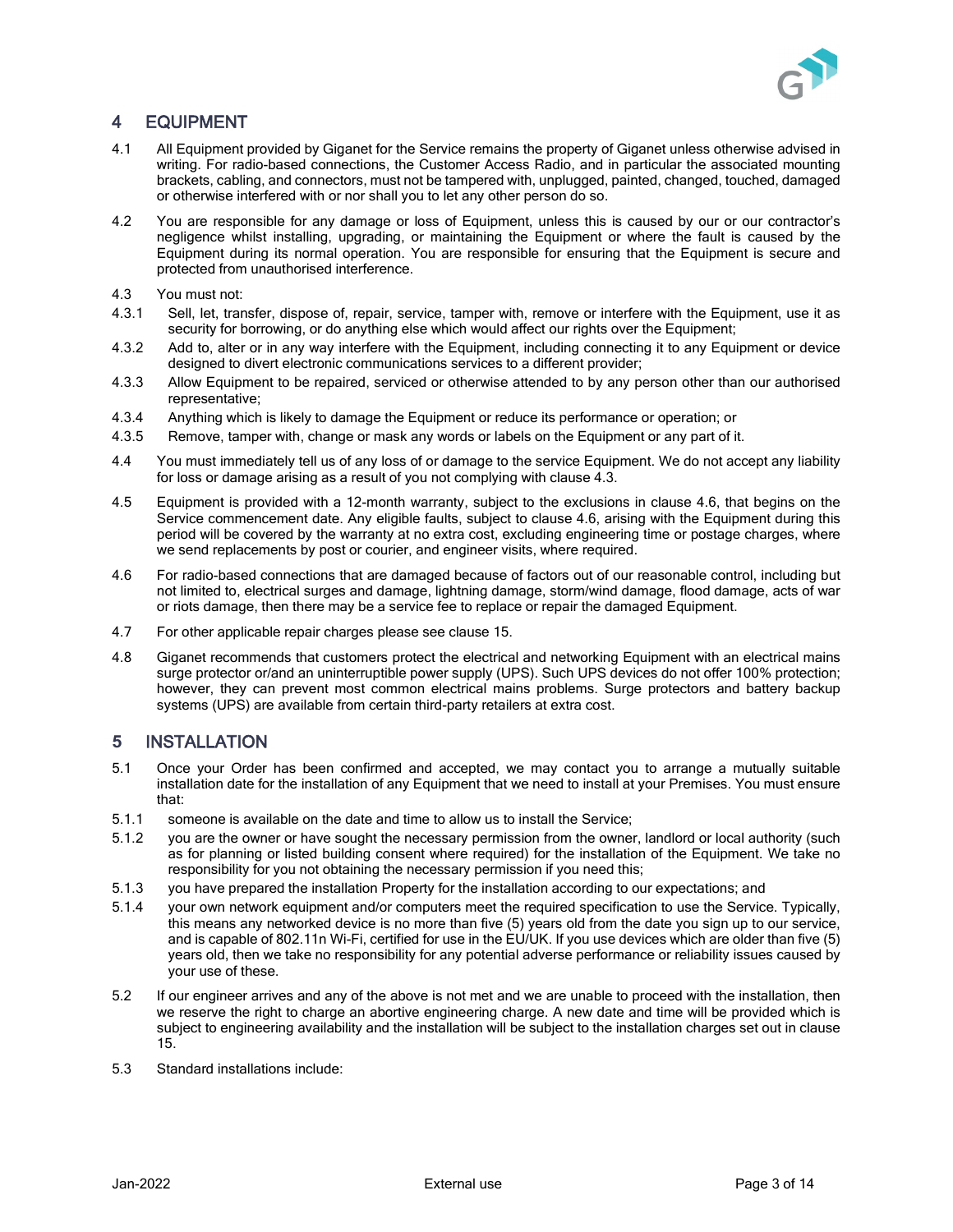## 4 EQUIPMENT

4.1 All Equipment provided by Giganet for the Service remains the property of Giganet unless otherwise advised in writing. For radio-based connections, the Customer Access Radio, and in particular the associated mounting brackets, cabling, and connectors, must not be tampered with, unplugged, painted, changed, touched, damaged or otherwise interfered with or nor shall you to let any other person do so.

4.2 You are responsible for any damage or loss of Equipment, unless this is caused by our or our contractor's negligence whilst installing, upgrading, or maintaining the Equipment or where the fault is caused by the Equipment during its normal operation. You are responsible for ensuring that the Equipment is secure and protected from unauthorised interference.

4.3 You must not:

4.3.1 Sell, let, transfer, dispose of, repair, service, tamper with, remove or interfere with the Equipment, use it as security for borrowing, or do anything else which would affect our rights over the Equipment;

4.3.2 Add to, alter or in any way interfere with the Equipment, including connecting it to any Equipment or device designed to divert electronic communications services to a different provider;

4.3.3 Allow Equipment to be repaired, serviced or otherwise attended to by any person other than our authorised representative;

4.3.4 Anything which is likely to damage the Equipment or reduce its performance or operation; or

4.3.5 Remove, tamper with, change or mask any words or labels on the Equipment or any part of it.

4.4 You must immediately tell us of any loss of or damage to the service Equipment. We do not accept any liability for loss or damage arising as a result of you not complying with clause 4.3.

4.5 Equipment is provided with a 12-month warranty, subject to the exclusions in clause 4.6, that begins on the Service commencement date. Any eligible faults, subject to clause 4.6, arising with the Equipment during this period will be covered by the warranty at no extra cost, excluding engineering time or postage charges, where we send replacements by post or courier, and engineer visits, where required.

4.6 For radio-based connections that are damaged because of factors out of our reasonable control, including but not limited to, electrical surges and damage, lightning damage, storm/wind damage, flood damage, acts of war or riots damage, then there may be a service fee to replace or repair the damaged Equipment.

4.7 For other applicable repair charges please see clause 15.

4.8 Giganet recommends that customers protect the electrical and networking Equipment with an electrical mains surge protector or/and an uninterruptible power supply (UPS). Such UPS devices do not offer 100% protection; however, they can prevent most common electrical mains problems. Surge protectors and battery backup systems (UPS) are available from certain third-party retailers at extra cost.

## 5 INSTALLATION

5.1 Once your Order has been confirmed and accepted, we may contact you to arrange a mutually suitable installation date for the installation of any Equipment that we need to install at your Premises. You must ensure that:

5.1.1 someone is available on the date and time to allow us to install the Service;

5.1.2 you are the owner or have sought the necessary permission from the owner, landlord or local authority (such as for planning or listed building consent where required) for the installation of the Equipment. We take no responsibility for you not obtaining the necessary permission if you need this;

5.1.3 you have prepared the installation Property for the installation according to our expectations; and

5.1.4 your own network equipment and/or computers meet the required specification to use the Service. Typically, this means any networked device is no more than five (5) years old from the date you sign up to our service, and is capable of 802.11n Wi-Fi, certified for use in the EU/UK. If you use devices which are older than five (5) years old, then we take no responsibility for any potential adverse performance or reliability issues caused by your use of these.

5.2 If our engineer arrives and any of the above is not met and we are unable to proceed with the installation, then we reserve the right to charge an abortive engineering charge. A new date and time will be provided which is subject to engineering availability and the installation will be subject to the installation charges set out in clause 15.

5.3 Standard installations include: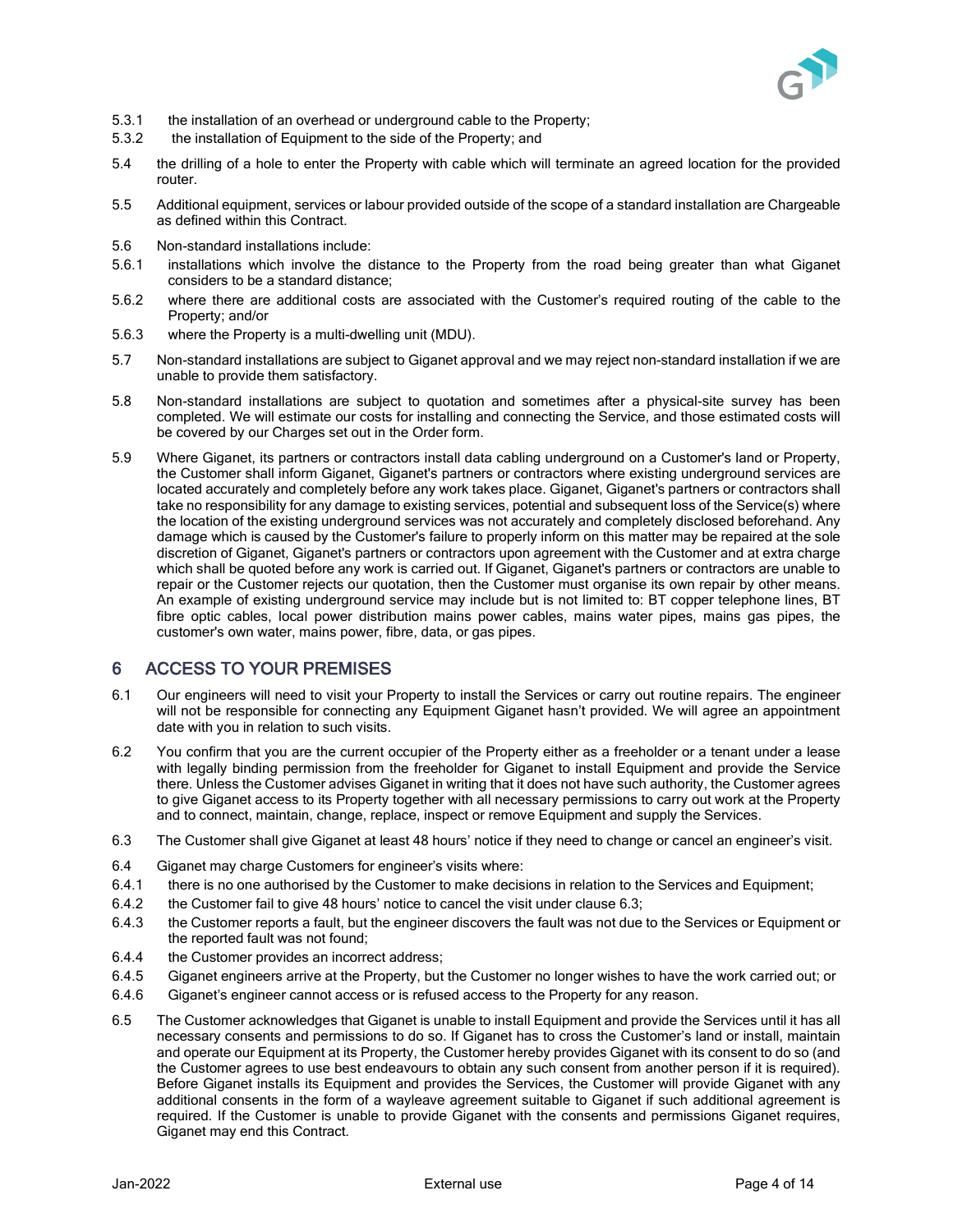5.3.1 the installation of an overhead or underground cable to the Property;

5.3.2 the installation of Equipment to the side of the Property; and

5.4 the drilling of a hole to enter the Property with cable which will terminate an agreed location for the provided router.

5.5 Additional equipment, services or labour provided outside of the scope of a standard installation are Chargeable as defined within this Contract.

5.6 Non-standard installations include:

5.6.1 installations which involve the distance to the Property from the road being greater than what Giganet considers to be a standard distance;

5.6.2 where there are additional costs are associated with the Customer's required routing of the cable to the Property; and/or

5.6.3 where the Property is a multi-dwelling unit (MDU).

5.7 Non-standard installations are subject to Giganet approval and we may reject non-standard installation if we are unable to provide them satisfactory.

5.8 Non-standard installations are subject to quotation and sometimes after a physical-site survey has been completed. We will estimate our costs for installing and connecting the Service, and those estimated costs will be covered by our Charges set out in the Order form.

5.9 Where Giganet, its partners or contractors install data cabling underground on a Customer's land or Property, the Customer shall inform Giganet, Giganet's partners or contractors where existing underground services are located accurately and completely before any work takes place. Giganet, Giganet's partners or contractors shall take no responsibility for any damage to existing services, potential and subsequent loss of the Service(s) where the location of the existing underground services was not accurately and completely disclosed beforehand. Any damage which is caused by the Customer's failure to properly inform on this matter may be repaired at the sole discretion of Giganet, Giganet's partners or contractors upon agreement with the Customer and at extra charge which shall be quoted before any work is carried out. If Giganet, Giganet's partners or contractors are unable to repair or the Customer rejects our quotation, then the Customer must organise its own repair by other means. An example of existing underground service may include but is not limited to: BT copper telephone lines, BT fibre optic cables, local power distribution mains power cables, mains water pipes, mains gas pipes, the customer's own water, mains power, fibre, data, or gas pipes.

## 6 ACCESS TO YOUR PREMISES

6.1 Our engineers will need to visit your Property to install the Services or carry out routine repairs. The engineer will not be responsible for connecting any Equipment Giganet hasn't provided. We will agree an appointment date with you in relation to such visits.

6.2 You confirm that you are the current occupier of the Property either as a freeholder or a tenant under a lease with legally binding permission from the freeholder for Giganet to install Equipment and provide the Service there. Unless the Customer advises Giganet in writing that it does not have such authority, the Customer agrees to give Giganet access to its Property together with all necessary permissions to carry out work at the Property and to connect, maintain, change, replace, inspect or remove Equipment and supply the Services.

6.3 The Customer shall give Giganet at least 48 hours' notice if they need to change or cancel an engineer's visit.

6.4 Giganet may charge Customers for engineer's visits where:

6.4.1 there is no one authorised by the Customer to make decisions in relation to the Services and Equipment;

6.4.2 the Customer fail to give 48 hours' notice to cancel the visit under clause 6.3;

6.4.3 the Customer reports a fault, but the engineer discovers the fault was not due to the Services or Equipment or the reported fault was not found;

6.4.4 the Customer provides an incorrect address;

6.4.5 Giganet engineers arrive at the Property, but the Customer no longer wishes to have the work carried out; or

6.4.6 Giganet's engineer cannot access or is refused access to the Property for any reason.

6.5 The Customer acknowledges that Giganet is unable to install Equipment and provide the Services until it has all necessary consents and permissions to do so. If Giganet has to cross the Customer's land or install, maintain and operate our Equipment at its Property, the Customer hereby provides Giganet with its consent to do so (and the Customer agrees to use best endeavours to obtain any such consent from another person if it is required). Before Giganet installs its Equipment and provides the Services, the Customer will provide Giganet with any additional consents in the form of a wayleave agreement suitable to Giganet if such additional agreement is required. If the Customer is unable to provide Giganet with the consents and permissions Giganet requires, Giganet may end this Contract.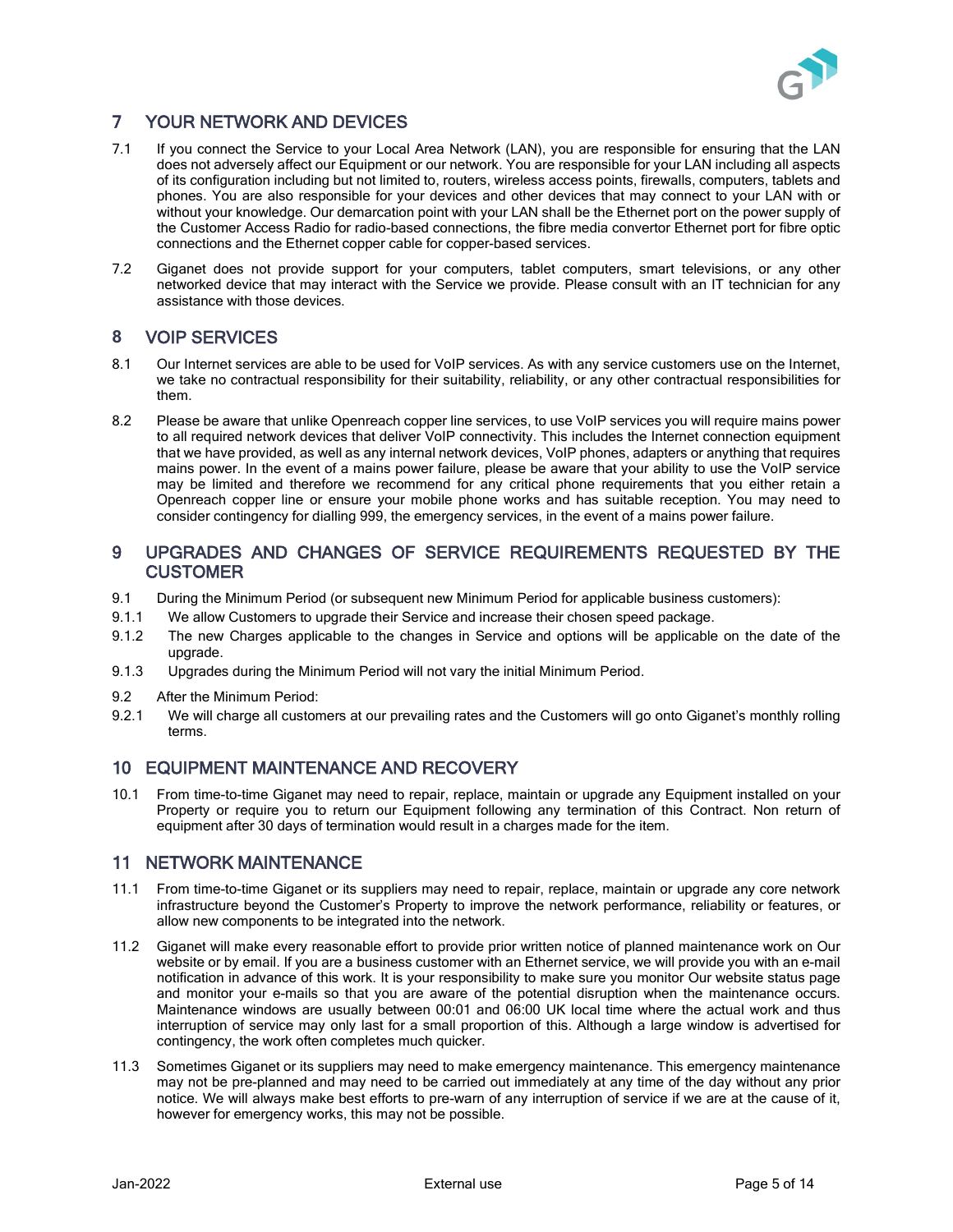## 7 YOUR NETWORK AND DEVICES

7.1 If you connect the Service to your Local Area Network (LAN), you are responsible for ensuring that the LAN does not adversely affect our Equipment or our network. You are responsible for your LAN including all aspects of its configuration including but not limited to, routers, wireless access points, firewalls, computers, tablets and phones. You are also responsible for your devices and other devices that may connect to your LAN with or without your knowledge. Our demarcation point with your LAN shall be the Ethernet port on the power supply of the Customer Access Radio for radio-based connections, the fibre media convertor Ethernet port for fibre optic connections and the Ethernet copper cable for copper-based services.

7.2 Giganet does not provide support for your computers, tablet computers, smart televisions, or any other networked device that may interact with the Service we provide. Please consult with an IT technician for any assistance with those devices.

## 8 VOIP SERVICES

8.1 Our Internet services are able to be used for VoIP services. As with any service customers use on the Internet, we take no contractual responsibility for their suitability, reliability, or any other contractual responsibilities for them.

8.2 Please be aware that unlike Openreach copper line services, to use VoIP services you will require mains power to all required network devices that deliver VoIP connectivity. This includes the Internet connection equipment that we have provided, as well as any internal network devices, VoIP phones, adapters or anything that requires mains power. In the event of a mains power failure, please be aware that your ability to use the VoIP service may be limited and therefore we recommend for any critical phone requirements that you either retain a Openreach copper line or ensure your mobile phone works and has suitable reception. You may need to consider contingency for dialling 999, the emergency services, in the event of a mains power failure.

## 9 UPGRADES AND CHANGES OF SERVICE REQUIREMENTS REQUESTED BY THE CUSTOMER

9.1 During the Minimum Period (or subsequent new Minimum Period for applicable business customers):

9.1.1 We allow Customers to upgrade their Service and increase their chosen speed package.

9.1.2 The new Charges applicable to the changes in Service and options will be applicable on the date of the upgrade.

9.1.3 Upgrades during the Minimum Period will not vary the initial Minimum Period.

9.2 After the Minimum Period:

9.2.1 We will charge all customers at our prevailing rates and the Customers will go onto Giganet's monthly rolling terms.

## 10 EQUIPMENT MAINTENANCE AND RECOVERY

10.1 From time-to-time Giganet may need to repair, replace, maintain or upgrade any Equipment installed on your Property or require you to return our Equipment following any termination of this Contract. Non return of equipment after 30 days of termination would result in a charges made for the item.

## 11 NETWORK MAINTENANCE

11.1 From time-to-time Giganet or its suppliers may need to repair, replace, maintain or upgrade any core network infrastructure beyond the Customer's Property to improve the network performance, reliability or features, or allow new components to be integrated into the network.

11.2 Giganet will make every reasonable effort to provide prior written notice of planned maintenance work on Our website or by email. If you are a business customer with an Ethernet service, we will provide you with an e-mail notification in advance of this work. It is your responsibility to make sure you monitor Our website status page and monitor your e-mails so that you are aware of the potential disruption when the maintenance occurs. Maintenance windows are usually between 00:01 and 06:00 UK local time where the actual work and thus interruption of service may only last for a small proportion of this. Although a large window is advertised for contingency, the work often completes much quicker.

11.3 Sometimes Giganet or its suppliers may need to make emergency maintenance. This emergency maintenance may not be pre-planned and may need to be carried out immediately at any time of the day without any prior notice. We will always make best efforts to pre-warn of any interruption of service if we are at the cause of it, however for emergency works, this may not be possible.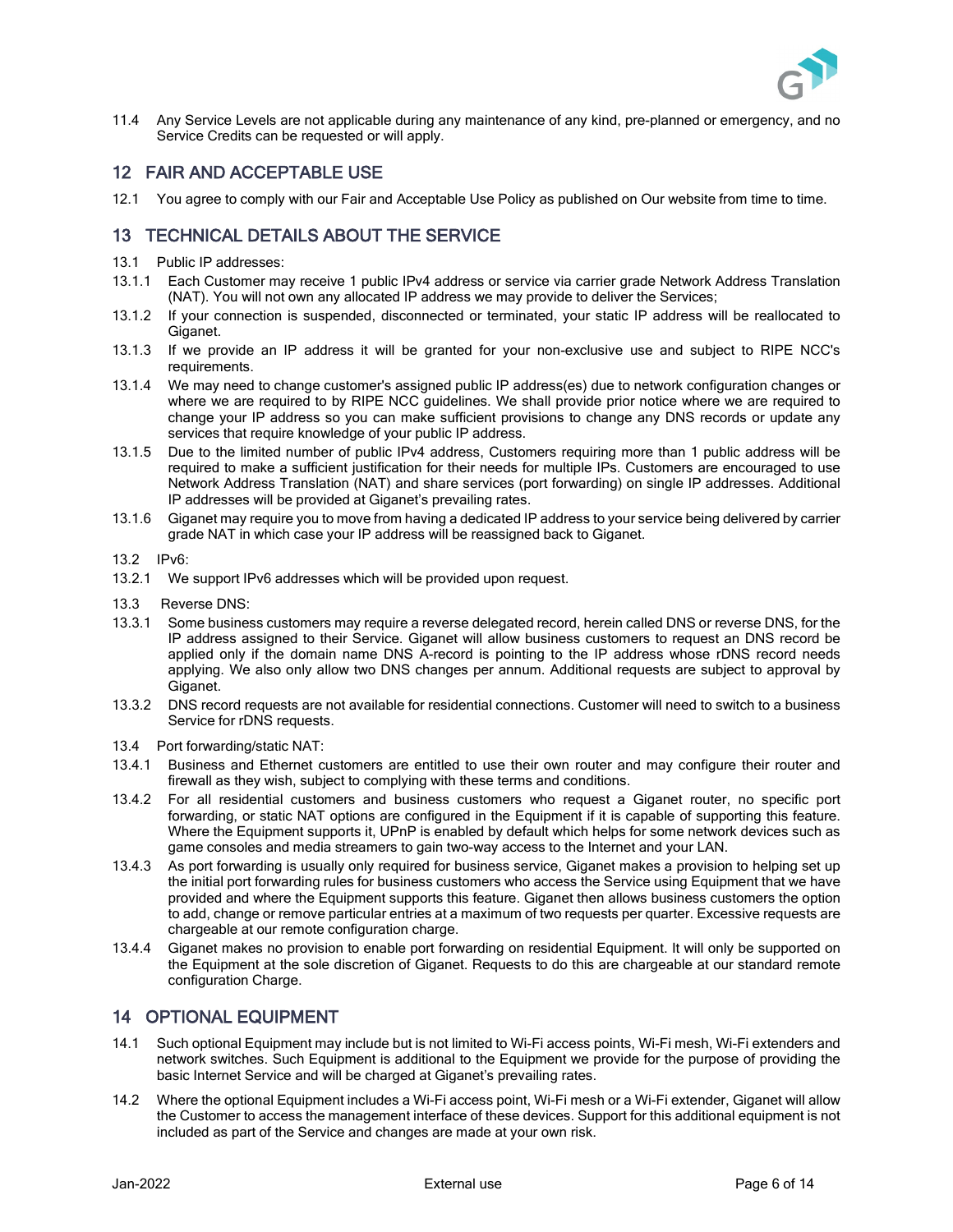11.4 Any Service Levels are not applicable during any maintenance of any kind, pre-planned or emergency, and no Service Credits can be requested or will apply.

## 12 FAIR AND ACCEPTABLE USE

12.1 You agree to comply with our Fair and Acceptable Use Policy as published on Our website from time to time.

## 13 TECHNICAL DETAILS ABOUT THE SERVICE

13.1 Public IP addresses:

13.1.1 Each Customer may receive 1 public IPv4 address or service via carrier grade Network Address Translation (NAT). You will not own any allocated IP address we may provide to deliver the Services;

13.1.2 If your connection is suspended, disconnected or terminated, your static IP address will be reallocated to Giganet.

13.1.3 If we provide an IP address it will be granted for your non-exclusive use and subject to RIPE NCC's requirements.

13.1.4 We may need to change customer's assigned public IP address(es) due to network configuration changes or where we are required to by RIPE NCC guidelines. We shall provide prior notice where we are required to change your IP address so you can make sufficient provisions to change any DNS records or update any services that require knowledge of your public IP address.

13.1.5 Due to the limited number of public IPv4 address, Customers requiring more than 1 public address will be required to make a sufficient justification for their needs for multiple IPs. Customers are encouraged to use Network Address Translation (NAT) and share services (port forwarding) on single IP addresses. Additional IP addresses will be provided at Giganet's prevailing rates.

13.1.6 Giganet may require you to move from having a dedicated IP address to your service being delivered by carrier grade NAT in which case your IP address will be reassigned back to Giganet.

13.2 IPv6:

13.2.1 We support IPv6 addresses which will be provided upon request.

13.3 Reverse DNS:

13.3.1 Some business customers may require a reverse delegated record, herein called DNS or reverse DNS, for the IP address assigned to their Service. Giganet will allow business customers to request an DNS record be applied only if the domain name DNS A-record is pointing to the IP address whose rDNS record needs applying. We also only allow two DNS changes per annum. Additional requests are subject to approval by Giganet.

13.3.2 DNS record requests are not available for residential connections. Customer will need to switch to a business Service for rDNS requests.

13.4 Port forwarding/static NAT:

13.4.1 Business and Ethernet customers are entitled to use their own router and may configure their router and firewall as they wish, subject to complying with these terms and conditions.

13.4.2 For all residential customers and business customers who request a Giganet router, no specific port forwarding, or static NAT options are configured in the Equipment if it is capable of supporting this feature. Where the Equipment supports it, UPnP is enabled by default which helps for some network devices such as game consoles and media streamers to gain two-way access to the Internet and your LAN.

13.4.3 As port forwarding is usually only required for business service, Giganet makes a provision to helping set up the initial port forwarding rules for business customers who access the Service using Equipment that we have provided and where the Equipment supports this feature. Giganet then allows business customers the option to add, change or remove particular entries at a maximum of two requests per quarter. Excessive requests are chargeable at our remote configuration charge.

13.4.4 Giganet makes no provision to enable port forwarding on residential Equipment. It will only be supported on the Equipment at the sole discretion of Giganet. Requests to do this are chargeable at our standard remote configuration Charge.

## 14 OPTIONAL EQUIPMENT

14.1 Such optional Equipment may include but is not limited to Wi-Fi access points, Wi-Fi mesh, Wi-Fi extenders and network switches. Such Equipment is additional to the Equipment we provide for the purpose of providing the basic Internet Service and will be charged at Giganet's prevailing rates.

14.2 Where the optional Equipment includes a Wi-Fi access point, Wi-Fi mesh or a Wi-Fi extender, Giganet will allow the Customer to access the management interface of these devices. Support for this additional equipment is not included as part of the Service and changes are made at your own risk.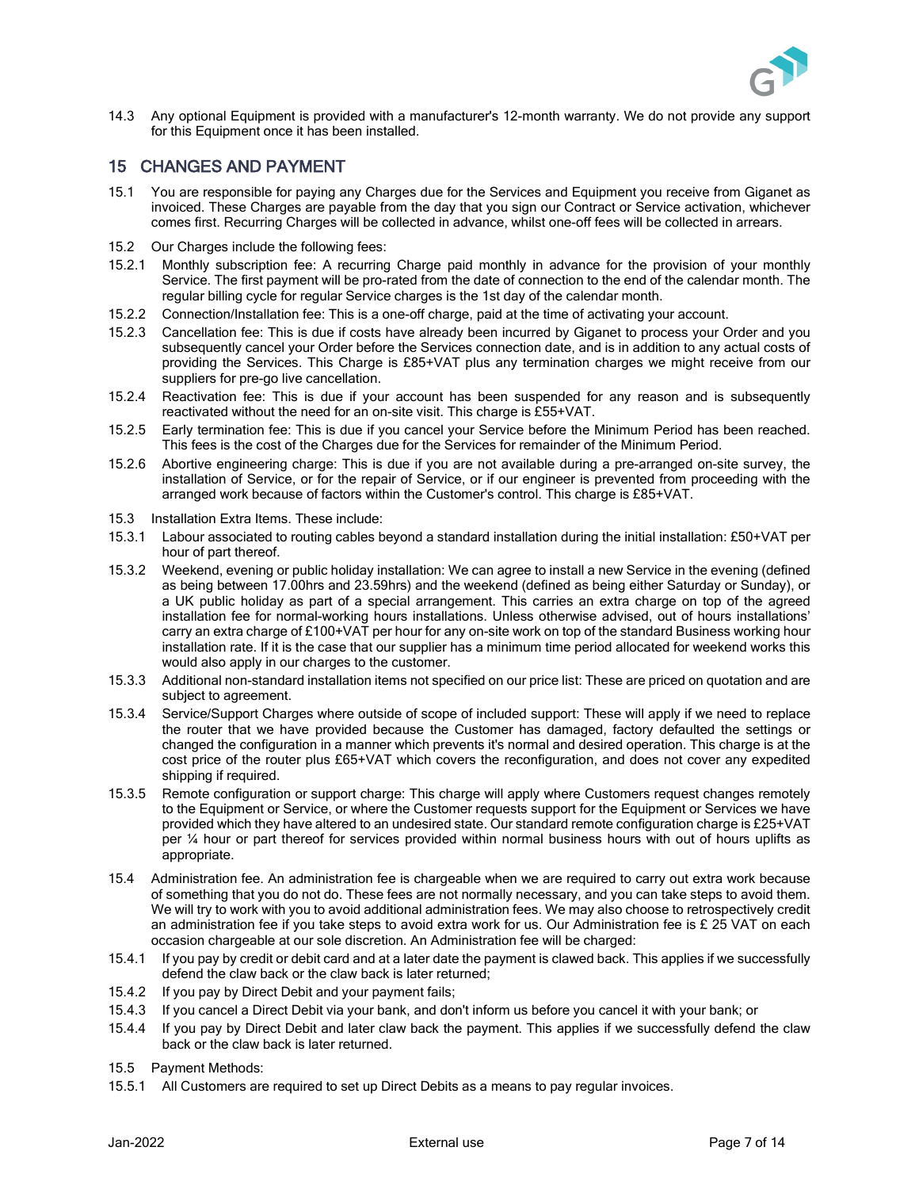14.3 Any optional Equipment is provided with a manufacturer's 12-month warranty. We do not provide any support for this Equipment once it has been installed.

## 15 CHANGES AND PAYMENT

15.1 You are responsible for paying any Charges due for the Services and Equipment you receive from Giganet as invoiced. These Charges are payable from the day that you sign our Contract or Service activation, whichever comes first. Recurring Charges will be collected in advance, whilst one-off fees will be collected in arrears.

15.2 Our Charges include the following fees:

15.2.1 Monthly subscription fee: A recurring Charge paid monthly in advance for the provision of your monthly Service. The first payment will be pro-rated from the date of connection to the end of the calendar month. The regular billing cycle for regular Service charges is the 1st day of the calendar month.

15.2.2 Connection/Installation fee: This is a one-off charge, paid at the time of activating your account.

15.2.3 Cancellation fee: This is due if costs have already been incurred by Giganet to process your Order and you subsequently cancel your Order before the Services connection date, and is in addition to any actual costs of providing the Services. This Charge is £85+VAT plus any termination charges we might receive from our suppliers for pre-go live cancellation.

15.2.4 Reactivation fee: This is due if your account has been suspended for any reason and is subsequently reactivated without the need for an on-site visit. This charge is £55+VAT.

15.2.5 Early termination fee: This is due if you cancel your Service before the Minimum Period has been reached. This fees is the cost of the Charges due for the Services for remainder of the Minimum Period.

15.2.6 Abortive engineering charge: This is due if you are not available during a pre-arranged on-site survey, the installation of Service, or for the repair of Service, or if our engineer is prevented from proceeding with the arranged work because of factors within the Customer's control. This charge is £85+VAT.

15.3 Installation Extra Items. These include:

15.3.1 Labour associated to routing cables beyond a standard installation during the initial installation: £50+VAT per hour of part thereof.

15.3.2 Weekend, evening or public holiday installation: We can agree to install a new Service in the evening (defined as being between 17.00hrs and 23.59hrs) and the weekend (defined as being either Saturday or Sunday), or a UK public holiday as part of a special arrangement. This carries an extra charge on top of the agreed installation fee for normal-working hours installations. Unless otherwise advised, out of hours installations' carry an extra charge of £100+VAT per hour for any on-site work on top of the standard Business working hour installation rate. If it is the case that our supplier has a minimum time period allocated for weekend works this would also apply in our charges to the customer.

15.3.3 Additional non-standard installation items not specified on our price list: These are priced on quotation and are subject to agreement.

15.3.4 Service/Support Charges where outside of scope of included support: These will apply if we need to replace the router that we have provided because the Customer has damaged, factory defaulted the settings or changed the configuration in a manner which prevents it's normal and desired operation. This charge is at the cost price of the router plus £65+VAT which covers the reconfiguration, and does not cover any expedited shipping if required.

15.3.5 Remote configuration or support charge: This charge will apply where Customers request changes remotely to the Equipment or Service, or where the Customer requests support for the Equipment or Services we have provided which they have altered to an undesired state. Our standard remote configuration charge is £25+VAT per ¼ hour or part thereof for services provided within normal business hours with out of hours uplifts as appropriate.

15.4 Administration fee. An administration fee is chargeable when we are required to carry out extra work because of something that you do not do. These fees are not normally necessary, and you can take steps to avoid them. We will try to work with you to avoid additional administration fees. We may also choose to retrospectively credit an administration fee if you take steps to avoid extra work for us. Our Administration fee is £ 25 VAT on each occasion chargeable at our sole discretion. An Administration fee will be charged:

15.4.1 If you pay by credit or debit card and at a later date the payment is clawed back. This applies if we successfully defend the claw back or the claw back is later returned;

15.4.2 If you pay by Direct Debit and your payment fails;

15.4.3 If you cancel a Direct Debit via your bank, and don't inform us before you cancel it with your bank; or

15.4.4 If you pay by Direct Debit and later claw back the payment. This applies if we successfully defend the claw back or the claw back is later returned.

15.5 Payment Methods:

15.5.1 All Customers are required to set up Direct Debits as a means to pay regular invoices.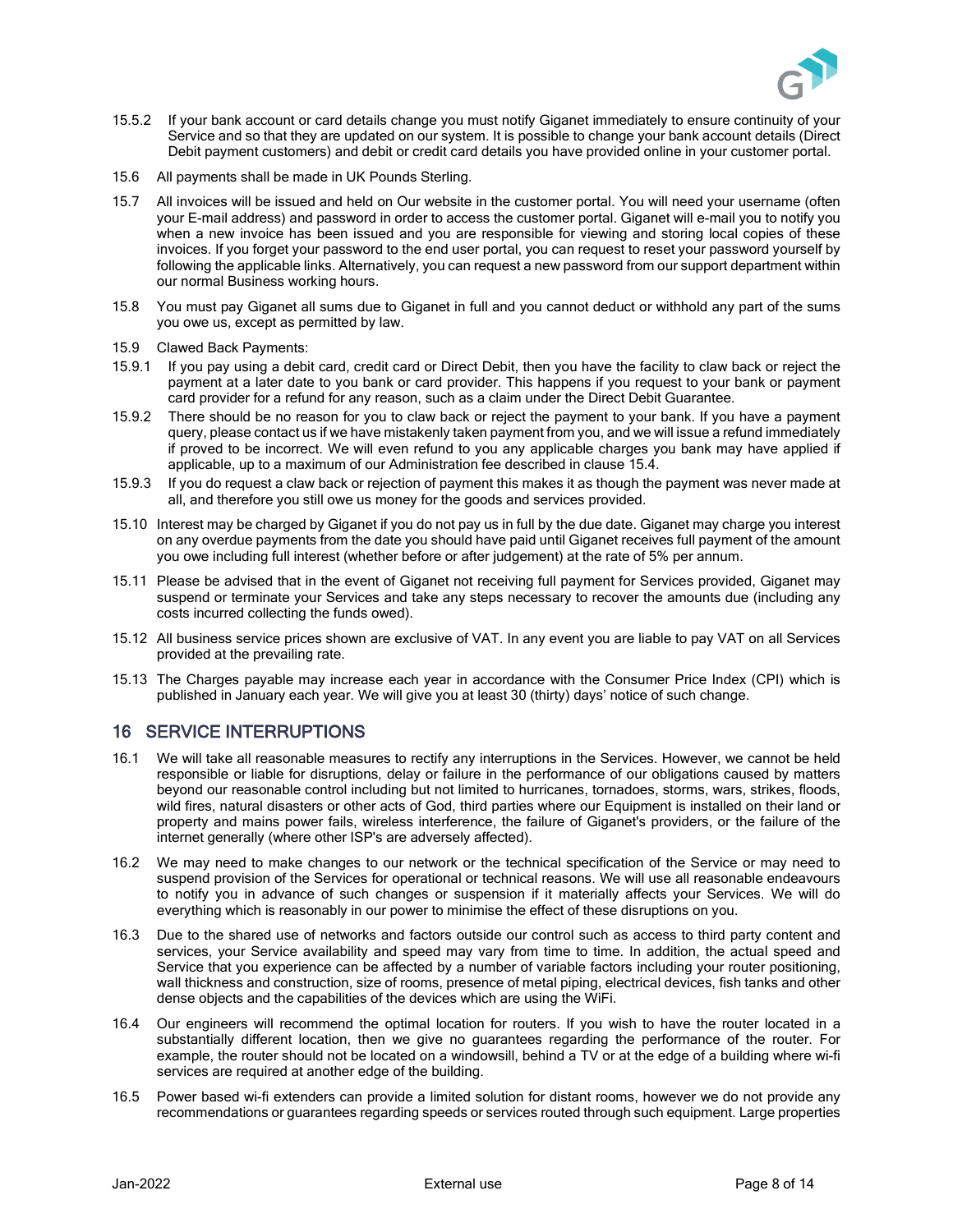15.5.2 If your bank account or card details change you must notify Giganet immediately to ensure continuity of your Service and so that they are updated on our system. It is possible to change your bank account details (Direct Debit payment customers) and debit or credit card details you have provided online in your customer portal.

15.6 All payments shall be made in UK Pounds Sterling.

15.7 All invoices will be issued and held on Our website in the customer portal. You will need your username (often your E-mail address) and password in order to access the customer portal. Giganet will e-mail you to notify you when a new invoice has been issued and you are responsible for viewing and storing local copies of these invoices. If you forget your password to the end user portal, you can request to reset your password yourself by following the applicable links. Alternatively, you can request a new password from our support department within our normal Business working hours.

15.8 You must pay Giganet all sums due to Giganet in full and you cannot deduct or withhold any part of the sums you owe us, except as permitted by law.

15.9 Clawed Back Payments:

15.9.1 If you pay using a debit card, credit card or Direct Debit, then you have the facility to claw back or reject the payment at a later date to you bank or card provider. This happens if you request to your bank or payment card provider for a refund for any reason, such as a claim under the Direct Debit Guarantee.

15.9.2 There should be no reason for you to claw back or reject the payment to your bank. If you have a payment query, please contact us if we have mistakenly taken payment from you, and we will issue a refund immediately if proved to be incorrect. We will even refund to you any applicable charges you bank may have applied if applicable, up to a maximum of our Administration fee described in clause 15.4.

15.9.3 If you do request a claw back or rejection of payment this makes it as though the payment was never made at all, and therefore you still owe us money for the goods and services provided.

15.10 Interest may be charged by Giganet if you do not pay us in full by the due date. Giganet may charge you interest on any overdue payments from the date you should have paid until Giganet receives full payment of the amount you owe including full interest (whether before or after judgement) at the rate of 5% per annum.

15.11 Please be advised that in the event of Giganet not receiving full payment for Services provided, Giganet may suspend or terminate your Services and take any steps necessary to recover the amounts due (including any costs incurred collecting the funds owed).

15.12 All business service prices shown are exclusive of VAT. In any event you are liable to pay VAT on all Services provided at the prevailing rate.

15.13 The Charges payable may increase each year in accordance with the Consumer Price Index (CPI) which is published in January each year. We will give you at least 30 (thirty) days' notice of such change.

## 16 SERVICE INTERRUPTIONS

16.1 We will take all reasonable measures to rectify any interruptions in the Services. However, we cannot be held responsible or liable for disruptions, delay or failure in the performance of our obligations caused by matters beyond our reasonable control including but not limited to hurricanes, tornadoes, storms, wars, strikes, floods, wild fires, natural disasters or other acts of God, third parties where our Equipment is installed on their land or property and mains power fails, wireless interference, the failure of Giganet's providers, or the failure of the internet generally (where other ISP's are adversely affected).

16.2 We may need to make changes to our network or the technical specification of the Service or may need to suspend provision of the Services for operational or technical reasons. We will use all reasonable endeavours to notify you in advance of such changes or suspension if it materially affects your Services. We will do everything which is reasonably in our power to minimise the effect of these disruptions on you.

16.3 Due to the shared use of networks and factors outside our control such as access to third party content and services, your Service availability and speed may vary from time to time. In addition, the actual speed and Service that you experience can be affected by a number of variable factors including your router positioning, wall thickness and construction, size of rooms, presence of metal piping, electrical devices, fish tanks and other dense objects and the capabilities of the devices which are using the WiFi.

16.4 Our engineers will recommend the optimal location for routers. If you wish to have the router located in a substantially different location, then we give no guarantees regarding the performance of the router. For example, the router should not be located on a windowsill, behind a TV or at the edge of a building where wi-fi services are required at another edge of the building.

16.5 Power based wi-fi extenders can provide a limited solution for distant rooms, however we do not provide any recommendations or guarantees regarding speeds or services routed through such equipment. Large properties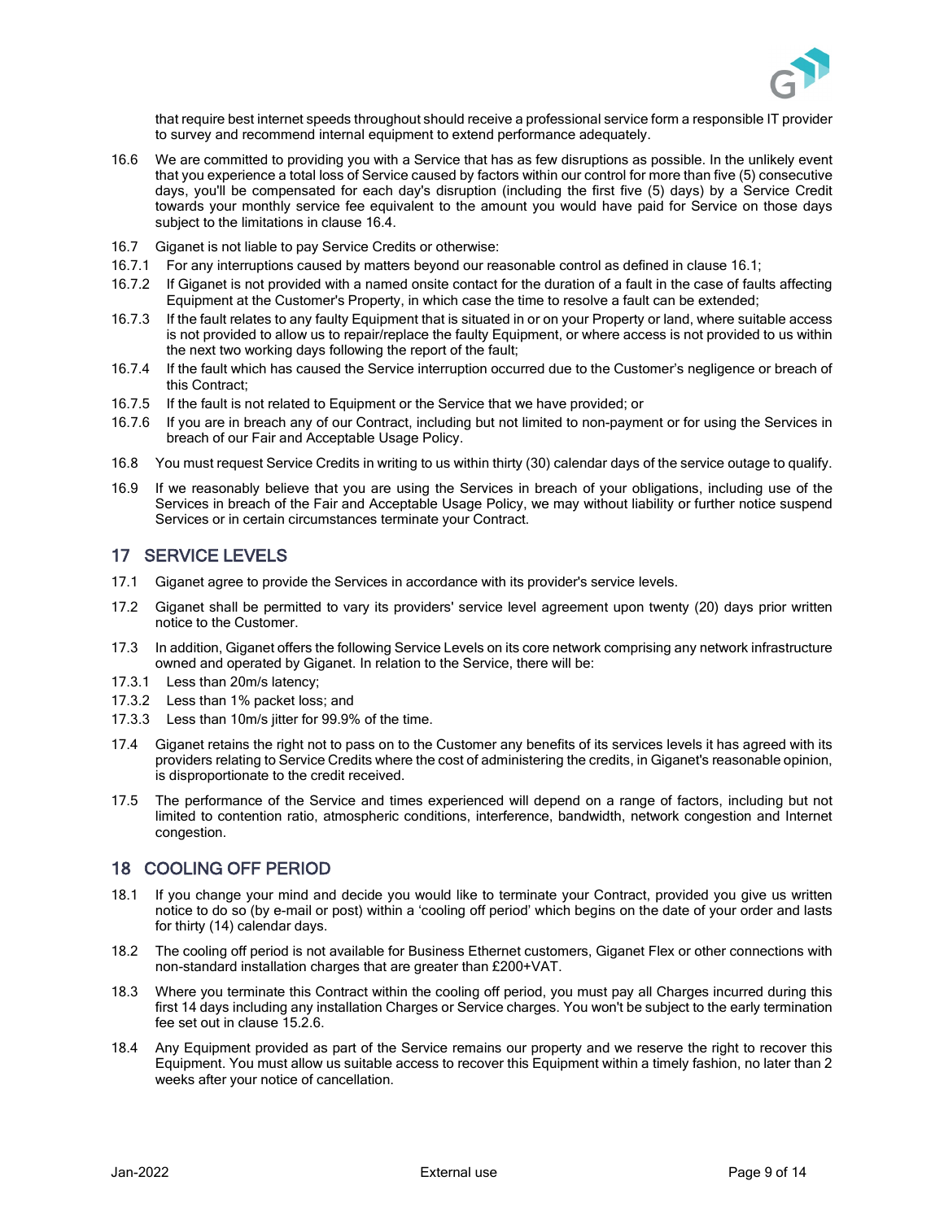that require best internet speeds throughout should receive a professional service form a responsible IT provider to survey and recommend internal equipment to extend performance adequately.

16.6 We are committed to providing you with a Service that has as few disruptions as possible. In the unlikely event that you experience a total loss of Service caused by factors within our control for more than five (5) consecutive days, you'll be compensated for each day's disruption (including the first five (5) days) by a Service Credit towards your monthly service fee equivalent to the amount you would have paid for Service on those days subject to the limitations in clause 16.4.

16.7 Giganet is not liable to pay Service Credits or otherwise:

16.7.1 For any interruptions caused by matters beyond our reasonable control as defined in clause 16.1;

16.7.2 If Giganet is not provided with a named onsite contact for the duration of a fault in the case of faults affecting Equipment at the Customer's Property, in which case the time to resolve a fault can be extended;

16.7.3 If the fault relates to any faulty Equipment that is situated in or on your Property or land, where suitable access is not provided to allow us to repair/replace the faulty Equipment, or where access is not provided to us within the next two working days following the report of the fault;

16.7.4 If the fault which has caused the Service interruption occurred due to the Customer's negligence or breach of this Contract;

16.7.5 If the fault is not related to Equipment or the Service that we have provided; or

16.7.6 If you are in breach any of our Contract, including but not limited to non-payment or for using the Services in breach of our Fair and Acceptable Usage Policy.

16.8 You must request Service Credits in writing to us within thirty (30) calendar days of the service outage to qualify.

16.9 If we reasonably believe that you are using the Services in breach of your obligations, including use of the Services in breach of the Fair and Acceptable Usage Policy, we may without liability or further notice suspend Services or in certain circumstances terminate your Contract.

## 17 SERVICE LEVELS

17.1 Giganet agree to provide the Services in accordance with its provider's service levels.

17.2 Giganet shall be permitted to vary its providers' service level agreement upon twenty (20) days prior written notice to the Customer.

17.3 In addition, Giganet offers the following Service Levels on its core network comprising any network infrastructure owned and operated by Giganet. In relation to the Service, there will be:

17.3.1 Less than 20m/s latency;

17.3.2 Less than 1% packet loss; and

17.3.3 Less than 10m/s jitter for 99.9% of the time.

17.4 Giganet retains the right not to pass on to the Customer any benefits of its services levels it has agreed with its providers relating to Service Credits where the cost of administering the credits, in Giganet's reasonable opinion, is disproportionate to the credit received.

17.5 The performance of the Service and times experienced will depend on a range of factors, including but not limited to contention ratio, atmospheric conditions, interference, bandwidth, network congestion and Internet congestion.

## 18 COOLING OFF PERIOD

18.1 If you change your mind and decide you would like to terminate your Contract, provided you give us written notice to do so (by e-mail or post) within a 'cooling off period' which begins on the date of your order and lasts for thirty (14) calendar days.

18.2 The cooling off period is not available for Business Ethernet customers, Giganet Flex or other connections with non-standard installation charges that are greater than £200+VAT.

18.3 Where you terminate this Contract within the cooling off period, you must pay all Charges incurred during this first 14 days including any installation Charges or Service charges. You won't be subject to the early termination fee set out in clause 15.2.6.

18.4 Any Equipment provided as part of the Service remains our property and we reserve the right to recover this Equipment. You must allow us suitable access to recover this Equipment within a timely fashion, no later than 2 weeks after your notice of cancellation.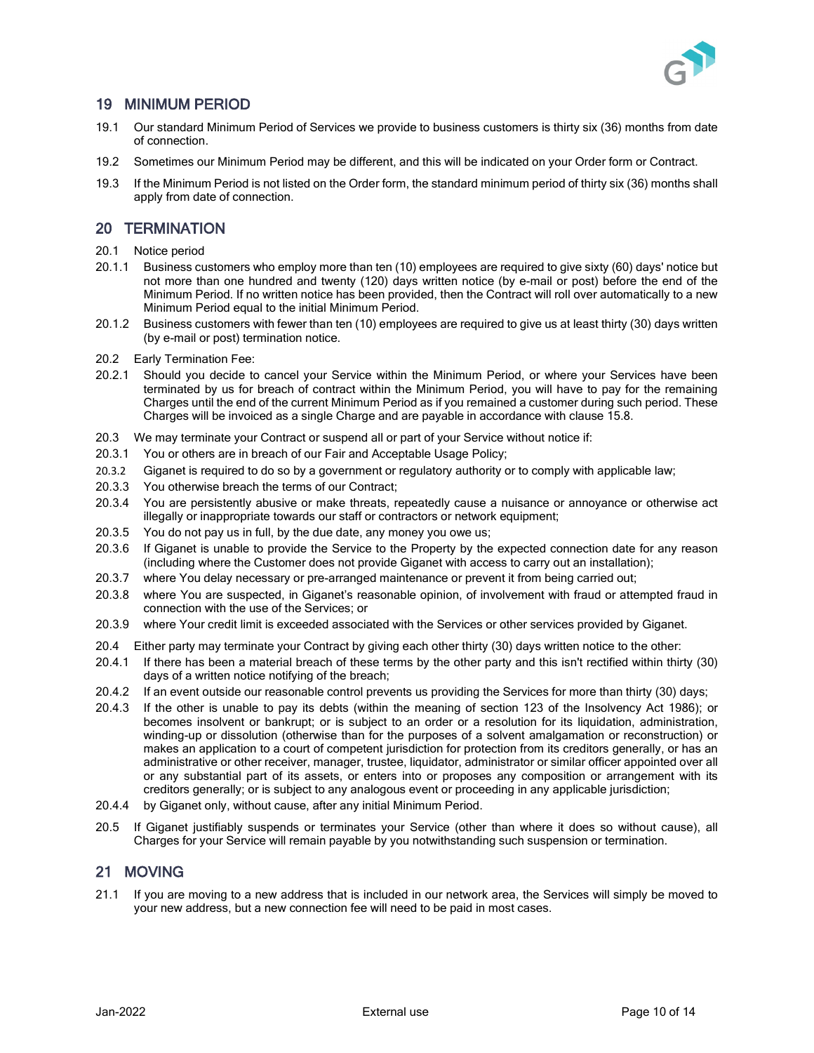## 19 MINIMUM PERIOD

19.1 Our standard Minimum Period of Services we provide to business customers is thirty six (36) months from date of connection.

19.2 Sometimes our Minimum Period may be different, and this will be indicated on your Order form or Contract.

19.3 If the Minimum Period is not listed on the Order form, the standard minimum period of thirty six (36) months shall apply from date of connection.

## 20 TERMINATION

20.1 Notice period

20.1.1 Business customers who employ more than ten (10) employees are required to give sixty (60) days' notice but not more than one hundred and twenty (120) days written notice (by e-mail or post) before the end of the Minimum Period. If no written notice has been provided, then the Contract will roll over automatically to a new Minimum Period equal to the initial Minimum Period.

20.1.2 Business customers with fewer than ten (10) employees are required to give us at least thirty (30) days written (by e-mail or post) termination notice.

20.2 Early Termination Fee:

20.2.1 Should you decide to cancel your Service within the Minimum Period, or where your Services have been terminated by us for breach of contract within the Minimum Period, you will have to pay for the remaining Charges until the end of the current Minimum Period as if you remained a customer during such period. These Charges will be invoiced as a single Charge and are payable in accordance with clause 15.8.

20.3 We may terminate your Contract or suspend all or part of your Service without notice if:

20.3.1 You or others are in breach of our Fair and Acceptable Usage Policy;

20.3.2 Giganet is required to do so by a government or regulatory authority or to comply with applicable law;

20.3.3 You otherwise breach the terms of our Contract;

20.3.4 You are persistently abusive or make threats, repeatedly cause a nuisance or annoyance or otherwise act illegally or inappropriate towards our staff or contractors or network equipment;

20.3.5 You do not pay us in full, by the due date, any money you owe us;

20.3.6 If Giganet is unable to provide the Service to the Property by the expected connection date for any reason (including where the Customer does not provide Giganet with access to carry out an installation);

20.3.7 where You delay necessary or pre-arranged maintenance or prevent it from being carried out;

20.3.8 where You are suspected, in Giganet's reasonable opinion, of involvement with fraud or attempted fraud in connection with the use of the Services; or

20.3.9 where Your credit limit is exceeded associated with the Services or other services provided by Giganet.

20.4 Either party may terminate your Contract by giving each other thirty (30) days written notice to the other:

20.4.1 If there has been a material breach of these terms by the other party and this isn't rectified within thirty (30) days of a written notice notifying of the breach;

20.4.2 If an event outside our reasonable control prevents us providing the Services for more than thirty (30) days;

20.4.3 If the other is unable to pay its debts (within the meaning of section 123 of the Insolvency Act 1986); or becomes insolvent or bankrupt; or is subject to an order or a resolution for its liquidation, administration, winding-up or dissolution (otherwise than for the purposes of a solvent amalgamation or reconstruction) or makes an application to a court of competent jurisdiction for protection from its creditors generally, or has an administrative or other receiver, manager, trustee, liquidator, administrator or similar officer appointed over all or any substantial part of its assets, or enters into or proposes any composition or arrangement with its creditors generally; or is subject to any analogous event or proceeding in any applicable jurisdiction;

20.4.4 by Giganet only, without cause, after any initial Minimum Period.

20.5 If Giganet justifiably suspends or terminates your Service (other than where it does so without cause), all Charges for your Service will remain payable by you notwithstanding such suspension or termination.

## 21 MOVING

21.1 If you are moving to a new address that is included in our network area, the Services will simply be moved to your new address, but a new connection fee will need to be paid in most cases.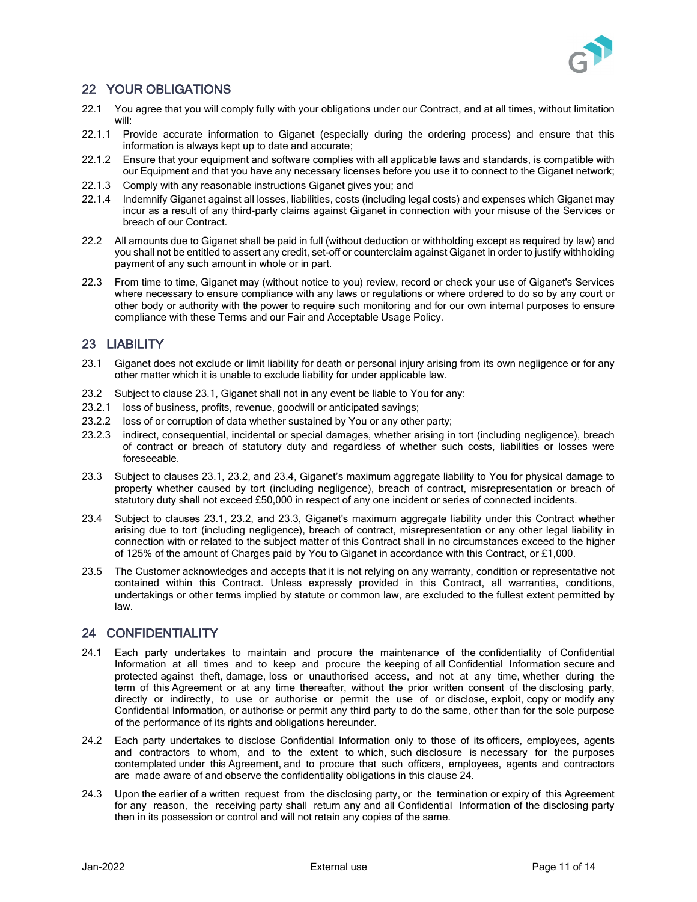## 22 YOUR OBLIGATIONS

22.1 You agree that you will comply fully with your obligations under our Contract, and at all times, without limitation will:

22.1.1 Provide accurate information to Giganet (especially during the ordering process) and ensure that this information is always kept up to date and accurate;

22.1.2 Ensure that your equipment and software complies with all applicable laws and standards, is compatible with our Equipment and that you have any necessary licenses before you use it to connect to the Giganet network;

22.1.3 Comply with any reasonable instructions Giganet gives you; and

22.1.4 Indemnify Giganet against all losses, liabilities, costs (including legal costs) and expenses which Giganet may incur as a result of any third-party claims against Giganet in connection with your misuse of the Services or breach of our Contract.

22.2 All amounts due to Giganet shall be paid in full (without deduction or withholding except as required by law) and you shall not be entitled to assert any credit, set-off or counterclaim against Giganet in order to justify withholding payment of any such amount in whole or in part.

22.3 From time to time, Giganet may (without notice to you) review, record or check your use of Giganet's Services where necessary to ensure compliance with any laws or regulations or where ordered to do so by any court or other body or authority with the power to require such monitoring and for our own internal purposes to ensure compliance with these Terms and our Fair and Acceptable Usage Policy.

## 23 LIABILITY

23.1 Giganet does not exclude or limit liability for death or personal injury arising from its own negligence or for any other matter which it is unable to exclude liability for under applicable law.

23.2 Subject to clause 23.1, Giganet shall not in any event be liable to You for any:

23.2.1 loss of business, profits, revenue, goodwill or anticipated savings;

23.2.2 loss of or corruption of data whether sustained by You or any other party;

23.2.3 indirect, consequential, incidental or special damages, whether arising in tort (including negligence), breach of contract or breach of statutory duty and regardless of whether such costs, liabilities or losses were foreseeable.

23.3 Subject to clauses 23.1, 23.2, and 23.4, Giganet's maximum aggregate liability to You for physical damage to property whether caused by tort (including negligence), breach of contract, misrepresentation or breach of statutory duty shall not exceed £50,000 in respect of any one incident or series of connected incidents.

23.4 Subject to clauses 23.1, 23.2, and 23.3, Giganet's maximum aggregate liability under this Contract whether arising due to tort (including negligence), breach of contract, misrepresentation or any other legal liability in connection with or related to the subject matter of this Contract shall in no circumstances exceed to the higher of 125% of the amount of Charges paid by You to Giganet in accordance with this Contract, or £1,000.

23.5 The Customer acknowledges and accepts that it is not relying on any warranty, condition or representative not contained within this Contract. Unless expressly provided in this Contract, all warranties, conditions, undertakings or other terms implied by statute or common law, are excluded to the fullest extent permitted by law.

## 24 CONFIDENTIALITY

24.1 Each party undertakes to maintain and procure the maintenance of the confidentiality of Confidential Information at all times and to keep and procure the keeping of all Confidential Information secure and protected against theft, damage, loss or unauthorised access, and not at any time, whether during the term of this Agreement or at any time thereafter, without the prior written consent of the disclosing party, directly or indirectly, to use or authorise or permit the use of or disclose, exploit, copy or modify any Confidential Information, or authorise or permit any third party to do the same, other than for the sole purpose of the performance of its rights and obligations hereunder.

24.2 Each party undertakes to disclose Confidential Information only to those of its officers, employees, agents and contractors to whom, and to the extent to which, such disclosure is necessary for the purposes contemplated under this Agreement, and to procure that such officers, employees, agents and contractors are made aware of and observe the confidentiality obligations in this clause 24.

24.3 Upon the earlier of a written request from the disclosing party, or the termination or expiry of this Agreement for any reason, the receiving party shall return any and all Confidential Information of the disclosing party then in its possession or control and will not retain any copies of the same.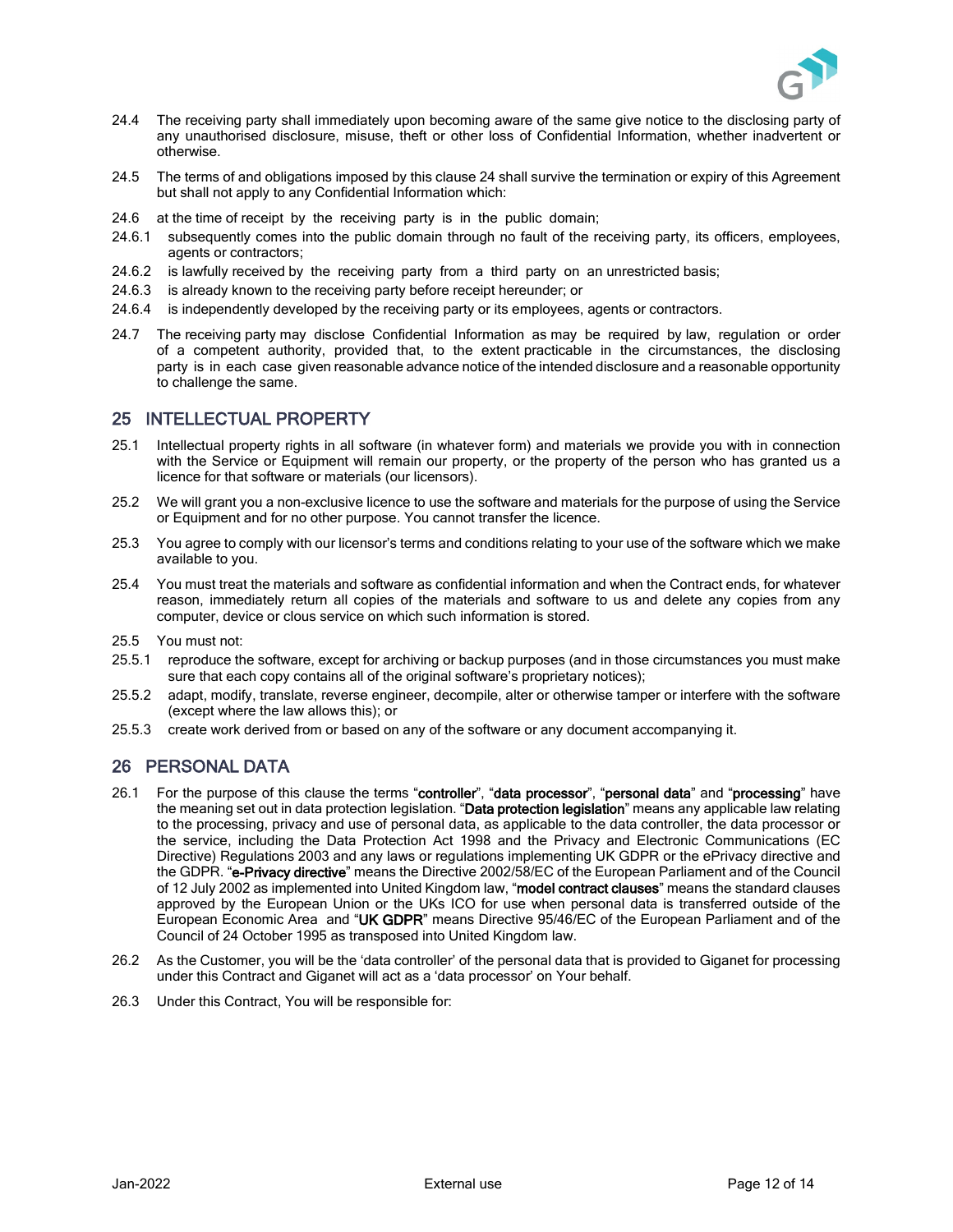24.4 The receiving party shall immediately upon becoming aware of the same give notice to the disclosing party of any unauthorised disclosure, misuse, theft or other loss of Confidential Information, whether inadvertent or otherwise.

24.5 The terms of and obligations imposed by this clause 24 shall survive the termination or expiry of this Agreement but shall not apply to any Confidential Information which:

24.6 at the time of receipt by the receiving party is in the public domain;

24.6.1 subsequently comes into the public domain through no fault of the receiving party, its officers, employees, agents or contractors;

24.6.2 is lawfully received by the receiving party from a third party on an unrestricted basis;

24.6.3 is already known to the receiving party before receipt hereunder; or

24.6.4 is independently developed by the receiving party or its employees, agents or contractors.

24.7 The receiving party may disclose Confidential Information as may be required by law, regulation or order of a competent authority, provided that, to the extent practicable in the circumstances, the disclosing party is in each case given reasonable advance notice of the intended disclosure and a reasonable opportunity to challenge the same.

## 25 INTELLECTUAL PROPERTY

25.1 Intellectual property rights in all software (in whatever form) and materials we provide you with in connection with the Service or Equipment will remain our property, or the property of the person who has granted us a licence for that software or materials (our licensors).

25.2 We will grant you a non-exclusive licence to use the software and materials for the purpose of using the Service or Equipment and for no other purpose. You cannot transfer the licence.

25.3 You agree to comply with our licensor's terms and conditions relating to your use of the software which we make available to you.

25.4 You must treat the materials and software as confidential information and when the Contract ends, for whatever reason, immediately return all copies of the materials and software to us and delete any copies from any computer, device or clous service on which such information is stored.

25.5 You must not:

25.5.1 reproduce the software, except for archiving or backup purposes (and in those circumstances you must make sure that each copy contains all of the original software's proprietary notices);

25.5.2 adapt, modify, translate, reverse engineer, decompile, alter or otherwise tamper or interfere with the software (except where the law allows this); or

25.5.3 create work derived from or based on any of the software or any document accompanying it.

## 26 PERSONAL DATA

26.1 For the purpose of this clause the terms "**controller**", "**data processor**", "**personal data**" and "**processing**" have the meaning set out in data protection legislation. "**Data protection legislation**" means any applicable law relating to the processing, privacy and use of personal data, as applicable to the data controller, the data processor or the service, including the Data Protection Act 1998 and the Privacy and Electronic Communications (EC Directive) Regulations 2003 and any laws or regulations implementing UK GDPR or the ePrivacy directive and the GDPR. "**e-Privacy directive**" means the Directive 2002/58/EC of the European Parliament and of the Council of 12 July 2002 as implemented into United Kingdom law, "**model contract clauses**" means the standard clauses approved by the European Union or the UKs ICO for use when personal data is transferred outside of the European Economic Area and "**UK GDPR**" means Directive 95/46/EC of the European Parliament and of the Council of 24 October 1995 as transposed into United Kingdom law.

26.2 As the Customer, you will be the 'data controller' of the personal data that is provided to Giganet for processing under this Contract and Giganet will act as a 'data processor' on Your behalf.

26.3 Under this Contract, You will be responsible for: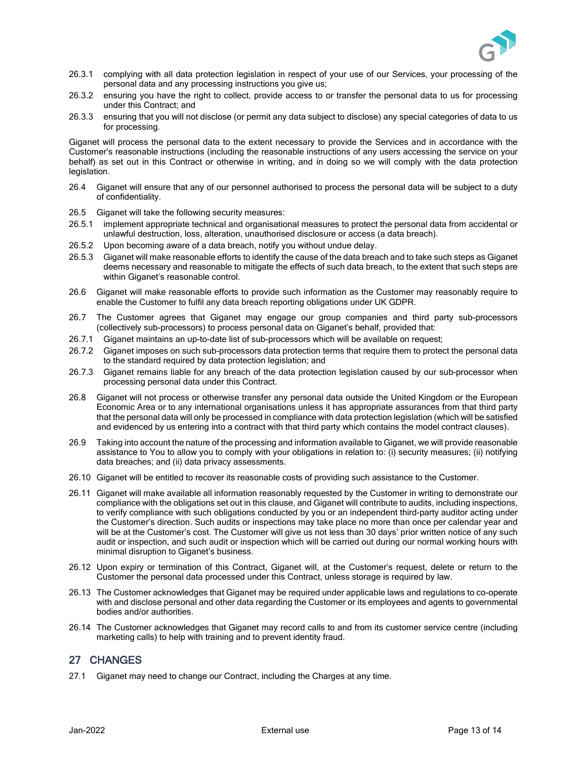26.3.1 complying with all data protection legislation in respect of your use of our Services, your processing of the personal data and any processing instructions you give us;

26.3.2 ensuring you have the right to collect, provide access to or transfer the personal data to us for processing under this Contract; and

26.3.3 ensuring that you will not disclose (or permit any data subject to disclose) any special categories of data to us for processing.

Giganet will process the personal data to the extent necessary to provide the Services and in accordance with the Customer's reasonable instructions (including the reasonable instructions of any users accessing the service on your behalf) as set out in this Contract or otherwise in writing, and in doing so we will comply with the data protection legislation.

26.4 Giganet will ensure that any of our personnel authorised to process the personal data will be subject to a duty of confidentiality.

26.5 Giganet will take the following security measures:

26.5.1 implement appropriate technical and organisational measures to protect the personal data from accidental or unlawful destruction, loss, alteration, unauthorised disclosure or access (a data breach).

26.5.2 Upon becoming aware of a data breach, notify you without undue delay.

26.5.3 Giganet will make reasonable efforts to identify the cause of the data breach and to take such steps as Giganet deems necessary and reasonable to mitigate the effects of such data breach, to the extent that such steps are within Giganet's reasonable control.

26.6 Giganet will make reasonable efforts to provide such information as the Customer may reasonably require to enable the Customer to fulfil any data breach reporting obligations under UK GDPR.

26.7 The Customer agrees that Giganet may engage our group companies and third party sub-processors (collectively sub-processors) to process personal data on Giganet's behalf, provided that:

26.7.1 Giganet maintains an up-to-date list of sub-processors which will be available on request;

26.7.2 Giganet imposes on such sub-processors data protection terms that require them to protect the personal data to the standard required by data protection legislation; and

26.7.3 Giganet remains liable for any breach of the data protection legislation caused by our sub-processor when processing personal data under this Contract.

26.8 Giganet will not process or otherwise transfer any personal data outside the United Kingdom or the European Economic Area or to any international organisations unless it has appropriate assurances from that third party that the personal data will only be processed in compliance with data protection legislation (which will be satisfied and evidenced by us entering into a contract with that third party which contains the model contract clauses).

26.9 Taking into account the nature of the processing and information available to Giganet, we will provide reasonable assistance to You to allow you to comply with your obligations in relation to: (i) security measures; (ii) notifying data breaches; and (ii) data privacy assessments.

26.10 Giganet will be entitled to recover its reasonable costs of providing such assistance to the Customer.

26.11 Giganet will make available all information reasonably requested by the Customer in writing to demonstrate our compliance with the obligations set out in this clause, and Giganet will contribute to audits, including inspections, to verify compliance with such obligations conducted by you or an independent third-party auditor acting under the Customer's direction. Such audits or inspections may take place no more than once per calendar year and will be at the Customer's cost. The Customer will give us not less than 30 days' prior written notice of any such audit or inspection, and such audit or inspection which will be carried out during our normal working hours with minimal disruption to Giganet's business.

26.12 Upon expiry or termination of this Contract, Giganet will, at the Customer's request, delete or return to the Customer the personal data processed under this Contract, unless storage is required by law.

26.13 The Customer acknowledges that Giganet may be required under applicable laws and regulations to co-operate with and disclose personal and other data regarding the Customer or its employees and agents to governmental bodies and/or authorities.

26.14 The Customer acknowledges that Giganet may record calls to and from its customer service centre (including marketing calls) to help with training and to prevent identity fraud.

## 27 CHANGES

27.1 Giganet may need to change our Contract, including the Charges at any time.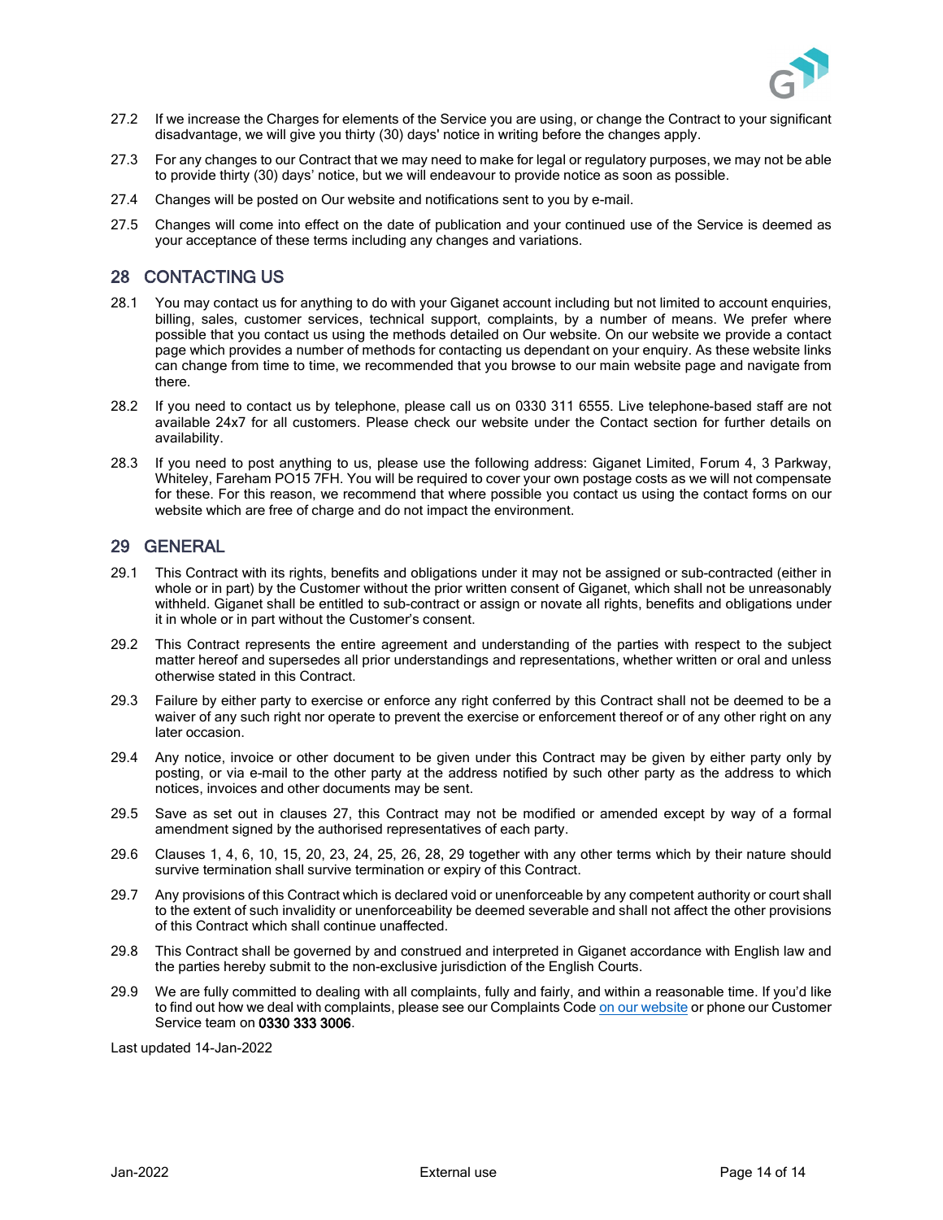27.2 If we increase the Charges for elements of the Service you are using, or change the Contract to your significant disadvantage, we will give you thirty (30) days' notice in writing before the changes apply.

27.3 For any changes to our Contract that we may need to make for legal or regulatory purposes, we may not be able to provide thirty (30) days' notice, but we will endeavour to provide notice as soon as possible.

27.4 Changes will be posted on Our website and notifications sent to you by e-mail.

27.5 Changes will come into effect on the date of publication and your continued use of the Service is deemed as your acceptance of these terms including any changes and variations.

## 28 CONTACTING US

28.1 You may contact us for anything to do with your Giganet account including but not limited to account enquiries, billing, sales, customer services, technical support, complaints, by a number of means. We prefer where possible that you contact us using the methods detailed on Our website. On our website we provide a contact page which provides a number of methods for contacting us dependant on your enquiry. As these website links can change from time to time, we recommended that you browse to our main website page and navigate from there.

28.2 If you need to contact us by telephone, please call us on 0330 311 6555. Live telephone-based staff are not available 24x7 for all customers. Please check our website under the Contact section for further details on availability.

28.3 If you need to post anything to us, please use the following address: Giganet Limited, Forum 4, 3 Parkway, Whiteley, Fareham PO15 7FH. You will be required to cover your own postage costs as we will not compensate for these. For this reason, we recommend that where possible you contact us using the contact forms on our website which are free of charge and do not impact the environment.

## 29 GENERAL

29.1 This Contract with its rights, benefits and obligations under it may not be assigned or sub-contracted (either in whole or in part) by the Customer without the prior written consent of Giganet, which shall not be unreasonably withheld. Giganet shall be entitled to sub-contract or assign or novate all rights, benefits and obligations under it in whole or in part without the Customer's consent.

29.2 This Contract represents the entire agreement and understanding of the parties with respect to the subject matter hereof and supersedes all prior understandings and representations, whether written or oral and unless otherwise stated in this Contract.

29.3 Failure by either party to exercise or enforce any right conferred by this Contract shall not be deemed to be a waiver of any such right nor operate to prevent the exercise or enforcement thereof or of any other right on any later occasion.

29.4 Any notice, invoice or other document to be given under this Contract may be given by either party only by posting, or via e-mail to the other party at the address notified by such other party as the address to which notices, invoices and other documents may be sent.

29.5 Save as set out in clauses 27, this Contract may not be modified or amended except by way of a formal amendment signed by the authorised representatives of each party.

29.6 Clauses 1, 4, 6, 10, 15, 20, 23, 24, 25, 26, 28, 29 together with any other terms which by their nature should survive termination shall survive termination or expiry of this Contract.

29.7 Any provisions of this Contract which is declared void or unenforceable by any competent authority or court shall to the extent of such invalidity or unenforceability be deemed severable and shall not affect the other provisions of this Contract which shall continue unaffected.

29.8 This Contract shall be governed by and construed and interpreted in Giganet accordance with English law and the parties hereby submit to the non-exclusive jurisdiction of the English Courts.

29.9 We are fully committed to dealing with all complaints, fully and fairly, and within a reasonable time. If you'd like to find out how we deal with complaints, please see our Complaints Code on our website or phone our Customer Service team on **0330 333 3006**.

Last updated 14-Jan-2022